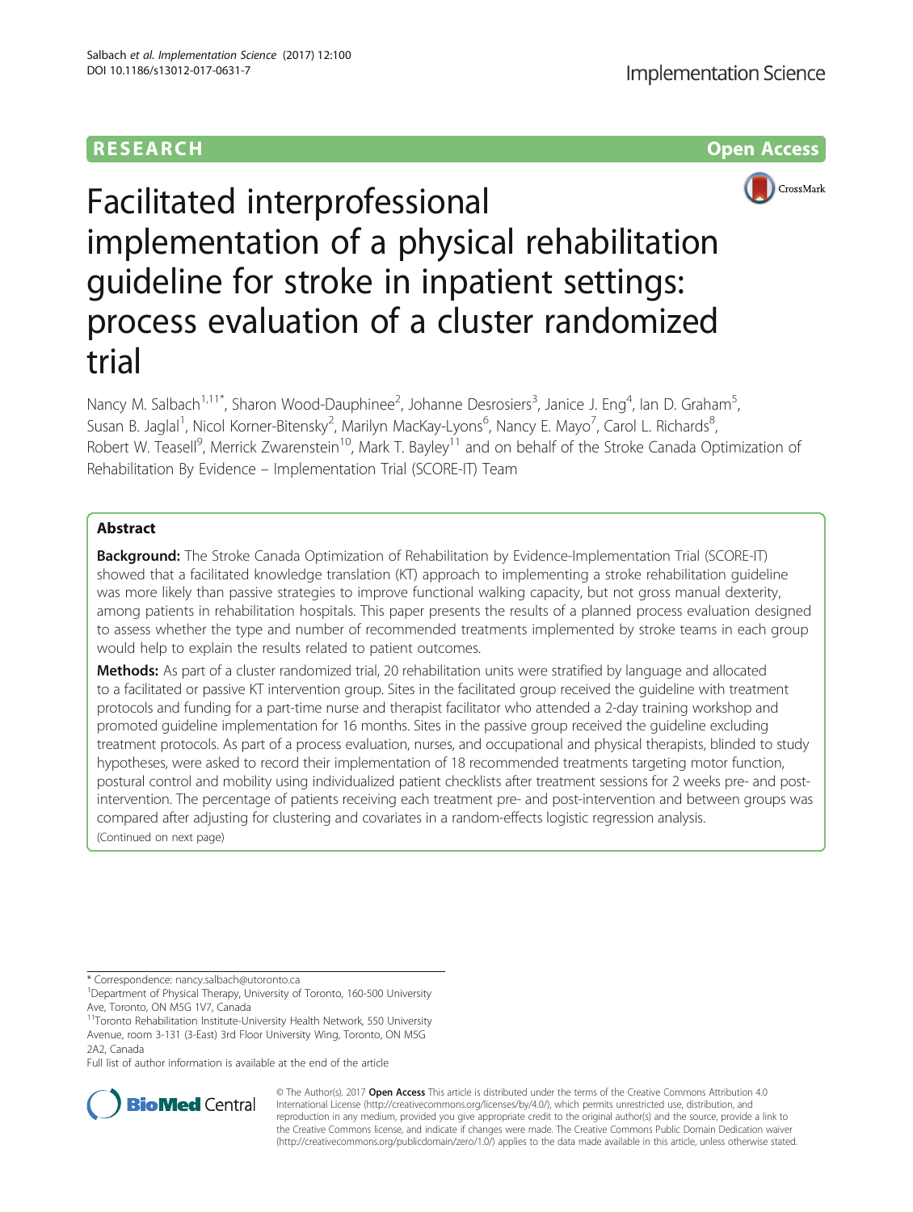RESEARCH Open Access

# Facilitated interprofessional implementation of a physical rehabilitation guideline for stroke in inpatient settings: process evaluation of a cluster randomized trial

Nancy M. Salbach[1,11*], Sharon Wood-Dauphinee[2], Johanne Desrosiers[3], Janice J. Eng[4], Ian D. Graham[5], Susan B. Jaglal[1], Nicol Korner-Bitensky[2], Marilyn MacKay-Lyons[6], Nancy E. Mayo[7], Carol L. Richards[8], Robert W. Teasell[9], Merrick Zwarenstein[10], Mark T. Bayley[11] and on behalf of the Stroke Canada Optimization of Rehabilitation By Evidence – Implementation Trial (SCORE-IT) Team

## Abstract

**Background:** The Stroke Canada Optimization of Rehabilitation by Evidence-Implementation Trial (SCORE-IT) showed that a facilitated knowledge translation (KT) approach to implementing a stroke rehabilitation guideline was more likely than passive strategies to improve functional walking capacity, but not gross manual dexterity, among patients in rehabilitation hospitals. This paper presents the results of a planned process evaluation designed to assess whether the type and number of recommended treatments implemented by stroke teams in each group would help to explain the results related to patient outcomes.

**Methods:** As part of a cluster randomized trial, 20 rehabilitation units were stratified by language and allocated to a facilitated or passive KT intervention group. Sites in the facilitated group received the guideline with treatment protocols and funding for a part-time nurse and therapist facilitator who attended a 2-day training workshop and promoted guideline implementation for 16 months. Sites in the passive group received the guideline excluding treatment protocols. As part of a process evaluation, nurses, and occupational and physical therapists, blinded to study hypotheses, were asked to record their implementation of 18 recommended treatments targeting motor function, postural control and mobility using individualized patient checklists after treatment sessions for 2 weeks pre- and post-intervention. The percentage of patients receiving each treatment pre- and post-intervention and between groups was compared after adjusting for clustering and covariates in a random-effects logistic regression analysis.

(Continued on next page)

* Correspondence: nancy.salbach@utoronto.ca

[1]Department of Physical Therapy, University of Toronto, 160-500 University Ave, Toronto, ON M5G 1V7, Canada

[11]Toronto Rehabilitation Institute-University Health Network, 550 University Avenue, room 3-131 (3-East) 3rd Floor University Wing, Toronto, ON M5G 2A2, Canada

Full list of author information is available at the end of the article

© The Author(s). 2017 **Open Access** This article is distributed under the terms of the Creative Commons Attribution 4.0 International License (http://creativecommons.org/licenses/by/4.0/), which permits unrestricted use, distribution, and reproduction in any medium, provided you give appropriate credit to the original author(s) and the source, provide a link to the Creative Commons license, and indicate if changes were made. The Creative Commons Public Domain Dedication waiver (http://creativecommons.org/publicdomain/zero/1.0/) applies to the data made available in this article, unless otherwise stated.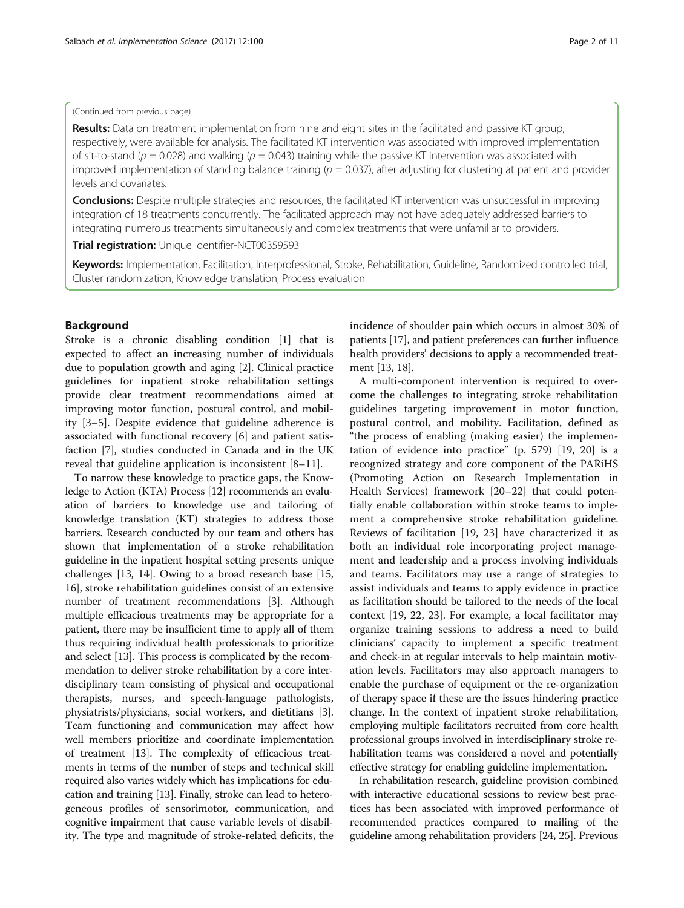(Continued from previous page)

**Results:** Data on treatment implementation from nine and eight sites in the facilitated and passive KT group, respectively, were available for analysis. The facilitated KT intervention was associated with improved implementation of sit-to-stand ($p = 0.028$) and walking ($p = 0.043$) training while the passive KT intervention was associated with improved implementation of standing balance training ($p = 0.037$), after adjusting for clustering at patient and provider levels and covariates.

**Conclusions:** Despite multiple strategies and resources, the facilitated KT intervention was unsuccessful in improving integration of 18 treatments concurrently. The facilitated approach may not have adequately addressed barriers to integrating numerous treatments simultaneously and complex treatments that were unfamiliar to providers.

**Trial registration:** Unique identifier-NCT00359593

**Keywords:** Implementation, Facilitation, Interprofessional, Stroke, Rehabilitation, Guideline, Randomized controlled trial, Cluster randomization, Knowledge translation, Process evaluation

## Background

Stroke is a chronic disabling condition [1] that is expected to affect an increasing number of individuals due to population growth and aging [2]. Clinical practice guidelines for inpatient stroke rehabilitation settings provide clear treatment recommendations aimed at improving motor function, postural control, and mobility [3–5]. Despite evidence that guideline adherence is associated with functional recovery [6] and patient satisfaction [7], studies conducted in Canada and in the UK reveal that guideline application is inconsistent [8–11].

To narrow these knowledge to practice gaps, the Knowledge to Action (KTA) Process [12] recommends an evaluation of barriers to knowledge use and tailoring of knowledge translation (KT) strategies to address those barriers. Research conducted by our team and others has shown that implementation of a stroke rehabilitation guideline in the inpatient hospital setting presents unique challenges [13, 14]. Owing to a broad research base [15, 16], stroke rehabilitation guidelines consist of an extensive number of treatment recommendations [3]. Although multiple efficacious treatments may be appropriate for a patient, there may be insufficient time to apply all of them thus requiring individual health professionals to prioritize and select [13]. This process is complicated by the recommendation to deliver stroke rehabilitation by a core interdisciplinary team consisting of physical and occupational therapists, nurses, and speech-language pathologists, physiatrists/physicians, social workers, and dietitians [3]. Team functioning and communication may affect how well members prioritize and coordinate implementation of treatment [13]. The complexity of efficacious treatments in terms of the number of steps and technical skill required also varies widely which has implications for education and training [13]. Finally, stroke can lead to heterogeneous profiles of sensorimotor, communication, and cognitive impairment that cause variable levels of disability. The type and magnitude of stroke-related deficits, the incidence of shoulder pain which occurs in almost 30% of patients [17], and patient preferences can further influence health providers' decisions to apply a recommended treatment [13, 18].

A multi-component intervention is required to overcome the challenges to integrating stroke rehabilitation guidelines targeting improvement in motor function, postural control, and mobility. Facilitation, defined as "the process of enabling (making easier) the implementation of evidence into practice" (p. 579) [19, 20] is a recognized strategy and core component of the PARiHS (Promoting Action on Research Implementation in Health Services) framework [20–22] that could potentially enable collaboration within stroke teams to implement a comprehensive stroke rehabilitation guideline. Reviews of facilitation [19, 23] have characterized it as both an individual role incorporating project management and leadership and a process involving individuals and teams. Facilitators may use a range of strategies to assist individuals and teams to apply evidence in practice as facilitation should be tailored to the needs of the local context [19, 22, 23]. For example, a local facilitator may organize training sessions to address a need to build clinicians' capacity to implement a specific treatment and check-in at regular intervals to help maintain motivation levels. Facilitators may also approach managers to enable the purchase of equipment or the re-organization of therapy space if these are the issues hindering practice change. In the context of inpatient stroke rehabilitation, employing multiple facilitators recruited from core health professional groups involved in interdisciplinary stroke rehabilitation teams was considered a novel and potentially effective strategy for enabling guideline implementation.

In rehabilitation research, guideline provision combined with interactive educational sessions to review best practices has been associated with improved performance of recommended practices compared to mailing of the guideline among rehabilitation providers [24, 25]. Previous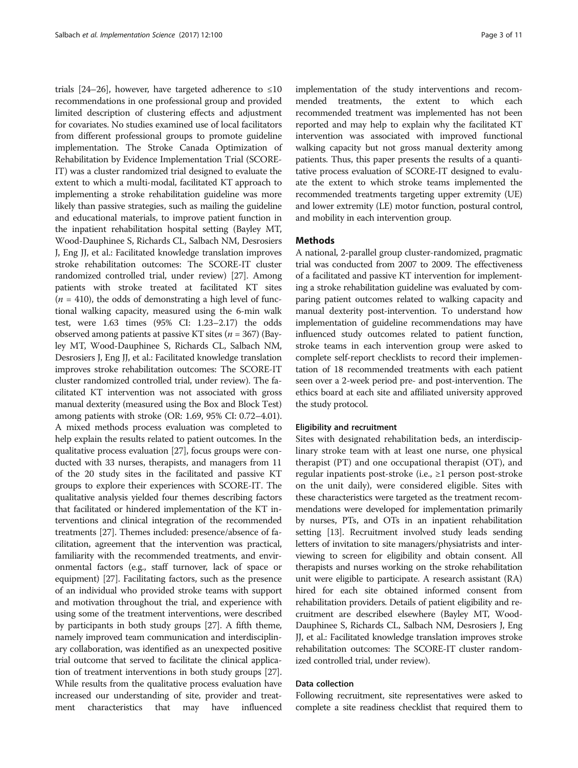trials [24–26], however, have targeted adherence to ≤10 recommendations in one professional group and provided limited description of clustering effects and adjustment for covariates. No studies examined use of local facilitators from different professional groups to promote guideline implementation. The Stroke Canada Optimization of Rehabilitation by Evidence Implementation Trial (SCORE-IT) was a cluster randomized trial designed to evaluate the extent to which a multi-modal, facilitated KT approach to implementing a stroke rehabilitation guideline was more likely than passive strategies, such as mailing the guideline and educational materials, to improve patient function in the inpatient rehabilitation hospital setting (Bayley MT, Wood-Dauphinee S, Richards CL, Salbach NM, Desrosiers J, Eng JJ, et al.: Facilitated knowledge translation improves stroke rehabilitation outcomes: The SCORE-IT cluster randomized controlled trial, under review) [27]. Among patients with stroke treated at facilitated KT sites ($n = 410$), the odds of demonstrating a high level of functional walking capacity, measured using the 6-min walk test, were 1.63 times (95% CI: 1.23–2.17) the odds observed among patients at passive KT sites ($n = 367$) (Bayley MT, Wood-Dauphinee S, Richards CL, Salbach NM, Desrosiers J, Eng JJ, et al.: Facilitated knowledge translation improves stroke rehabilitation outcomes: The SCORE-IT cluster randomized controlled trial, under review). The facilitated KT intervention was not associated with gross manual dexterity (measured using the Box and Block Test) among patients with stroke (OR: 1.69, 95% CI: 0.72–4.01). A mixed methods process evaluation was completed to help explain the results related to patient outcomes. In the qualitative process evaluation [27], focus groups were conducted with 33 nurses, therapists, and managers from 11 of the 20 study sites in the facilitated and passive KT groups to explore their experiences with SCORE-IT. The qualitative analysis yielded four themes describing factors that facilitated or hindered implementation of the KT interventions and clinical integration of the recommended treatments [27]. Themes included: presence/absence of facilitation, agreement that the intervention was practical, familiarity with the recommended treatments, and environmental factors (e.g., staff turnover, lack of space or equipment) [27]. Facilitating factors, such as the presence of an individual who provided stroke teams with support and motivation throughout the trial, and experience with using some of the treatment interventions, were described by participants in both study groups [27]. A fifth theme, namely improved team communication and interdisciplinary collaboration, was identified as an unexpected positive trial outcome that served to facilitate the clinical application of treatment interventions in both study groups [27]. While results from the qualitative process evaluation have increased our understanding of site, provider and treatment characteristics that may have influenced implementation of the study interventions and recommended treatments, the extent to which each recommended treatment was implemented has not been reported and may help to explain why the facilitated KT intervention was associated with improved functional walking capacity but not gross manual dexterity among patients. Thus, this paper presents the results of a quantitative process evaluation of SCORE-IT designed to evaluate the extent to which stroke teams implemented the recommended treatments targeting upper extremity (UE) and lower extremity (LE) motor function, postural control, and mobility in each intervention group.

## Methods

A national, 2-parallel group cluster-randomized, pragmatic trial was conducted from 2007 to 2009. The effectiveness of a facilitated and passive KT intervention for implementing a stroke rehabilitation guideline was evaluated by comparing patient outcomes related to walking capacity and manual dexterity post-intervention. To understand how implementation of guideline recommendations may have influenced study outcomes related to patient function, stroke teams in each intervention group were asked to complete self-report checklists to record their implementation of 18 recommended treatments with each patient seen over a 2-week period pre- and post-intervention. The ethics board at each site and affiliated university approved the study protocol.

### Eligibility and recruitment

Sites with designated rehabilitation beds, an interdisciplinary stroke team with at least one nurse, one physical therapist (PT) and one occupational therapist (OT), and regular inpatients post-stroke (i.e., ≥1 person post-stroke on the unit daily), were considered eligible. Sites with these characteristics were targeted as the treatment recommendations were developed for implementation primarily by nurses, PTs, and OTs in an inpatient rehabilitation setting [13]. Recruitment involved study leads sending letters of invitation to site managers/physiatrists and interviewing to screen for eligibility and obtain consent. All therapists and nurses working on the stroke rehabilitation unit were eligible to participate. A research assistant (RA) hired for each site obtained informed consent from rehabilitation providers. Details of patient eligibility and recruitment are described elsewhere (Bayley MT, Wood-Dauphinee S, Richards CL, Salbach NM, Desrosiers J, Eng JJ, et al.: Facilitated knowledge translation improves stroke rehabilitation outcomes: The SCORE-IT cluster randomized controlled trial, under review).

### Data collection

Following recruitment, site representatives were asked to complete a site readiness checklist that required them to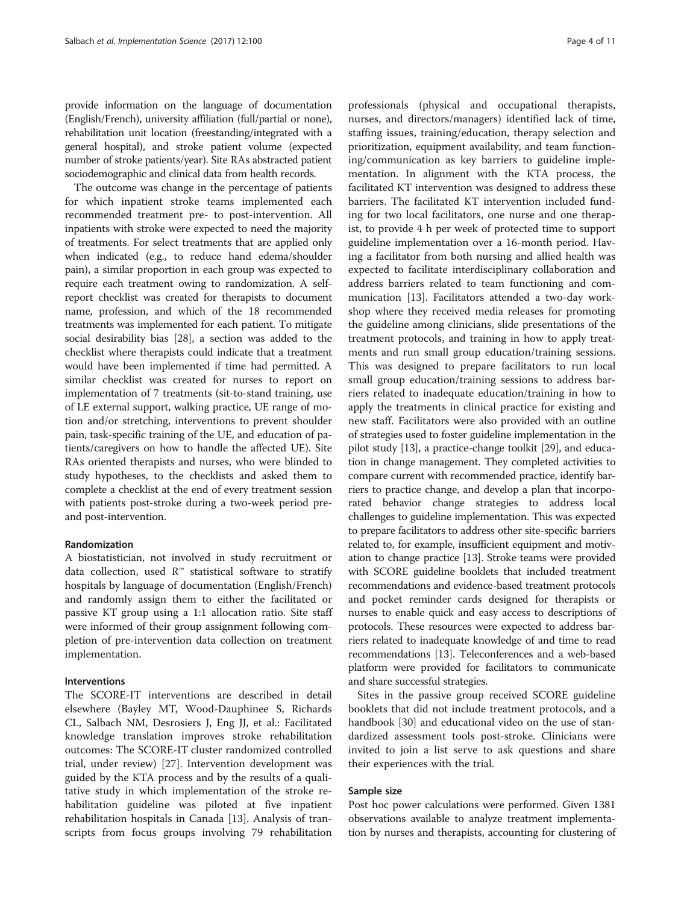provide information on the language of documentation (English/French), university affiliation (full/partial or none), rehabilitation unit location (freestanding/integrated with a general hospital), and stroke patient volume (expected number of stroke patients/year). Site RAs abstracted patient sociodemographic and clinical data from health records.

The outcome was change in the percentage of patients for which inpatient stroke teams implemented each recommended treatment pre- to post-intervention. All inpatients with stroke were expected to need the majority of treatments. For select treatments that are applied only when indicated (e.g., to reduce hand edema/shoulder pain), a similar proportion in each group was expected to require each treatment owing to randomization. A self-report checklist was created for therapists to document name, profession, and which of the 18 recommended treatments was implemented for each patient. To mitigate social desirability bias [28], a section was added to the checklist where therapists could indicate that a treatment would have been implemented if time had permitted. A similar checklist was created for nurses to report on implementation of 7 treatments (sit-to-stand training, use of LE external support, walking practice, UE range of motion and/or stretching, interventions to prevent shoulder pain, task-specific training of the UE, and education of patients/caregivers on how to handle the affected UE). Site RAs oriented therapists and nurses, who were blinded to study hypotheses, to the checklists and asked them to complete a checklist at the end of every treatment session with patients post-stroke during a two-week period pre- and post-intervention.

#### Randomization

A biostatistician, not involved in study recruitment or data collection, used R™ statistical software to stratify hospitals by language of documentation (English/French) and randomly assign them to either the facilitated or passive KT group using a 1:1 allocation ratio. Site staff were informed of their group assignment following completion of pre-intervention data collection on treatment implementation.

#### Interventions

The SCORE-IT interventions are described in detail elsewhere (Bayley MT, Wood-Dauphinee S, Richards CL, Salbach NM, Desrosiers J, Eng JJ, et al.: Facilitated knowledge translation improves stroke rehabilitation outcomes: The SCORE-IT cluster randomized controlled trial, under review) [27]. Intervention development was guided by the KTA process and by the results of a qualitative study in which implementation of the stroke rehabilitation guideline was piloted at five inpatient rehabilitation hospitals in Canada [13]. Analysis of transcripts from focus groups involving 79 rehabilitation professionals (physical and occupational therapists, nurses, and directors/managers) identified lack of time, staffing issues, training/education, therapy selection and prioritization, equipment availability, and team functioning/communication as key barriers to guideline implementation. In alignment with the KTA process, the facilitated KT intervention was designed to address these barriers. The facilitated KT intervention included funding for two local facilitators, one nurse and one therapist, to provide 4 h per week of protected time to support guideline implementation over a 16-month period. Having a facilitator from both nursing and allied health was expected to facilitate interdisciplinary collaboration and address barriers related to team functioning and communication [13]. Facilitators attended a two-day workshop where they received media releases for promoting the guideline among clinicians, slide presentations of the treatment protocols, and training in how to apply treatments and run small group education/training sessions. This was designed to prepare facilitators to run local small group education/training sessions to address barriers related to inadequate education/training in how to apply the treatments in clinical practice for existing and new staff. Facilitators were also provided with an outline of strategies used to foster guideline implementation in the pilot study [13], a practice-change toolkit [29], and education in change management. They completed activities to compare current with recommended practice, identify barriers to practice change, and develop a plan that incorporated behavior change strategies to address local challenges to guideline implementation. This was expected to prepare facilitators to address other site-specific barriers related to, for example, insufficient equipment and motivation to change practice [13]. Stroke teams were provided with SCORE guideline booklets that included treatment recommendations and evidence-based treatment protocols and pocket reminder cards designed for therapists or nurses to enable quick and easy access to descriptions of protocols. These resources were expected to address barriers related to inadequate knowledge of and time to read recommendations [13]. Teleconferences and a web-based platform were provided for facilitators to communicate and share successful strategies.

Sites in the passive group received SCORE guideline booklets that did not include treatment protocols, and a handbook [30] and educational video on the use of standardized assessment tools post-stroke. Clinicians were invited to join a list serve to ask questions and share their experiences with the trial.

#### Sample size

Post hoc power calculations were performed. Given 1381 observations available to analyze treatment implementation by nurses and therapists, accounting for clustering of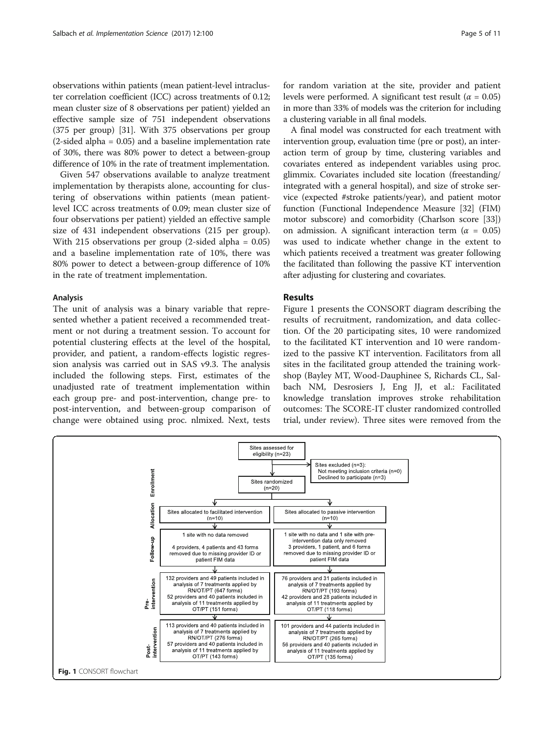observations within patients (mean patient-level intracluster correlation coefficient (ICC) across treatments of 0.12; mean cluster size of 8 observations per patient) yielded an effective sample size of 751 independent observations (375 per group) [31]. With 375 observations per group (2-sided alpha = 0.05) and a baseline implementation rate of 30%, there was 80% power to detect a between-group difference of 10% in the rate of treatment implementation.

Given 547 observations available to analyze treatment implementation by therapists alone, accounting for clustering of observations within patients (mean patient-level ICC across treatments of 0.09; mean cluster size of four observations per patient) yielded an effective sample size of 431 independent observations (215 per group). With 215 observations per group (2-sided alpha = 0.05) and a baseline implementation rate of 10%, there was 80% power to detect a between-group difference of 10% in the rate of treatment implementation.

### Analysis

The unit of analysis was a binary variable that represented whether a patient received a recommended treatment or not during a treatment session. To account for potential clustering effects at the level of the hospital, provider, and patient, a random-effects logistic regression analysis was carried out in SAS v9.3. The analysis included the following steps. First, estimates of the unadjusted rate of treatment implementation within each group pre- and post-intervention, change pre- to post-intervention, and between-group comparison of change were obtained using proc. nlmixed. Next, tests for random variation at the site, provider and patient levels were performed. A significant test result ($\alpha$ = 0.05) in more than 33% of models was the criterion for including a clustering variable in all final models.

A final model was constructed for each treatment with intervention group, evaluation time (pre or post), an interaction term of group by time, clustering variables and covariates entered as independent variables using proc. glimmix. Covariates included site location (freestanding/integrated with a general hospital), and size of stroke service (expected #stroke patients/year), and patient motor function (Functional Independence Measure [32] (FIM) motor subscore) and comorbidity (Charlson score [33]) on admission. A significant interaction term ($\alpha$ = 0.05) was used to indicate whether change in the extent to which patients received a treatment was greater following the facilitated than following the passive KT intervention after adjusting for clustering and covariates.

## Results

Figure 1 presents the CONSORT diagram describing the results of recruitment, randomization, and data collection. Of the 20 participating sites, 10 were randomized to the facilitated KT intervention and 10 were randomized to the passive KT intervention. Facilitators from all sites in the facilitated group attended the training workshop (Bayley MT, Wood-Dauphinee S, Richards CL, Salbach NM, Desrosiers J, Eng JJ, et al.: Facilitated knowledge translation improves stroke rehabilitation outcomes: The SCORE-IT cluster randomized controlled trial, under review). Three sites were removed from the

**Enrollment**
- Sites assessed for eligibility (n=23)
- Sites excluded (n=3): Not meeting inclusion criteria (n=0); Declined to participate (n=3)
- Sites randomized (n=20)

**Allocation**
- Sites allocated to facilitated intervention (n=10)
- Sites allocated to passive intervention (n=10)

**Follow-up**
- Facilitated: 1 site with no data removed; 4 providers, 4 patients and 43 forms removed due to missing provider ID or patient FIM data
- Passive: 1 site with no data and 1 site with pre-intervention data only removed; 3 providers, 1 patient, and 6 forms removed due to missing provider ID or patient FIM data

**Pre-intervention**
- Facilitated: 132 providers and 49 patients included in analysis of 7 treatments applied by RN/OT/PT (647 forms); 52 providers and 40 patients included in analysis of 11 treatments applied by OT/PT (151 forms)
- Passive: 76 providers and 31 patients included in analysis of 7 treatments applied by RN/OT/PT (193 forms); 42 providers and 28 patients included in analysis of 11 treatments applied by OT/PT (118 forms)

**Post-intervention**
- Facilitated: 113 providers and 40 patients included in analysis of 7 treatments applied by RN/OT/PT (276 forms); 57 providers and 40 patients included in analysis of 11 treatments applied by OT/PT (143 forms)
- Passive: 101 providers and 44 patients included in analysis of 7 treatments applied by RN/OT/PT (265 forms); 56 providers and 40 patients included in analysis of 11 treatments applied by OT/PT (135 forms)

**Fig. 1** CONSORT flowchart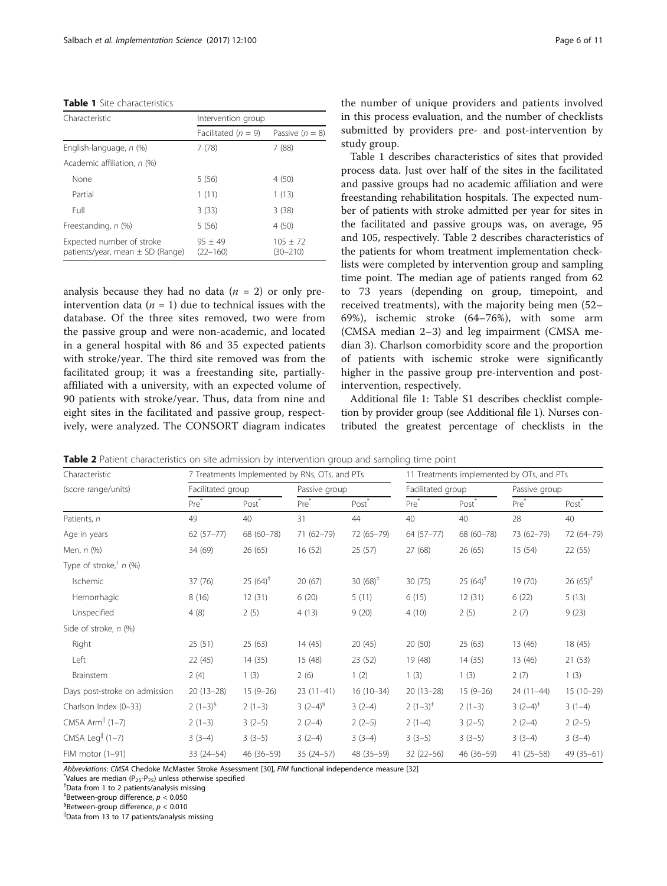**Table 1** Site characteristics

| Characteristic | Intervention group | |
|---|---|---|
| | Facilitated ($n$ = 9) | Passive ($n$ = 8) |
| English-language, $n$ (%) | 7 (78) | 7 (88) |
| Academic affiliation, $n$ (%) | | |
| None | 5 (56) | 4 (50) |
| Partial | 1 (11) | 1 (13) |
| Full | 3 (33) | 3 (38) |
| Freestanding, $n$ (%) | 5 (56) | 4 (50) |
| Expected number of stroke patients/year, mean ± SD (Range) | 95 ± 49 (22–160) | 105 ± 72 (30–210) |

analysis because they had no data ($n$ = 2) or only pre-intervention data ($n$ = 1) due to technical issues with the database. Of the three sites removed, two were from the passive group and were non-academic, and located in a general hospital with 86 and 35 expected patients with stroke/year. The third site removed was from the facilitated group; it was a freestanding site, partially-affiliated with a university, with an expected volume of 90 patients with stroke/year. Thus, data from nine and eight sites in the facilitated and passive group, respectively, were analyzed. The CONSORT diagram indicates the number of unique providers and patients involved in this process evaluation, and the number of checklists submitted by providers pre- and post-intervention by study group.

Table 1 describes characteristics of sites that provided process data. Just over half of the sites in the facilitated and passive groups had no academic affiliation and were freestanding rehabilitation hospitals. The expected number of patients with stroke admitted per year for sites in the facilitated and passive groups was, on average, 95 and 105, respectively. Table 2 describes characteristics of the patients for whom treatment implementation checklists were completed by intervention group and sampling time point. The median age of patients ranged from 62 to 73 years (depending on group, timepoint, and received treatments), with the majority being men (52–69%), ischemic stroke (64–76%), with some arm (CMSA median 2–3) and leg impairment (CMSA median 3). Charlson comorbidity score and the proportion of patients with ischemic stroke were significantly higher in the passive group pre-intervention and post-intervention, respectively.

Additional file 1: Table S1 describes checklist completion by provider group (see Additional file 1). Nurses contributed the greatest percentage of checklists in the

**Table 2** Patient characteristics on site admission by intervention group and sampling time point

| Characteristic (score range/units) | 7 Treatments Implemented by RNs, OTs, and PTs | | | | 11 Treatments implemented by OTs, and PTs | | | |
|---|---|---|---|---|---|---|---|---|
| | Facilitated group | | Passive group | | Facilitated group | | Passive group | |
| | Pre* | Post* | Pre* | Post* | Pre* | Post* | Pre* | Post* |
| Patients, $n$ | 49 | 40 | 31 | 44 | 40 | 40 | 28 | 40 |
| Age in years | 62 (57–77) | 68 (60–78) | 71 (62–79) | 72 (65–79) | 64 (57–77) | 68 (60–78) | 73 (62–79) | 72 (64–79) |
| Men, $n$ (%) | 34 (69) | 26 (65) | 16 (52) | 25 (57) | 27 (68) | 26 (65) | 15 (54) | 22 (55) |
| Type of stroke,[†] $n$ (%) | | | | | | | | |
| Ischemic | 37 (76) | 25 (64)[‡] | 20 (67) | 30 (68)[‡] | 30 (75) | 25 (64)[‡] | 19 (70) | 26 (65)[‡] |
| Hemorrhagic | 8 (16) | 12 (31) | 6 (20) | 5 (11) | 6 (15) | 12 (31) | 6 (22) | 5 (13) |
| Unspecified | 4 (8) | 2 (5) | 4 (13) | 9 (20) | 4 (10) | 2 (5) | 2 (7) | 9 (23) |
| Side of stroke, $n$ (%) | | | | | | | | |
| Right | 25 (51) | 25 (63) | 14 (45) | 20 (45) | 20 (50) | 25 (63) | 13 (46) | 18 (45) |
| Left | 22 (45) | 14 (35) | 15 (48) | 23 (52) | 19 (48) | 14 (35) | 13 (46) | 21 (53) |
| Brainstem | 2 (4) | 1 (3) | 2 (6) | 1 (2) | 1 (3) | 1 (3) | 2 (7) | 1 (3) |
| Days post-stroke on admission | 20 (13–28) | 15 (9–26) | 23 (11–41) | 16 (10–34) | 20 (13–28) | 15 (9–26) | 24 (11–44) | 15 (10–29) |
| Charlson Index (0–33) | 2 (1–3)[§] | 2 (1–3) | 3 (2–4)[§] | 3 (2–4) | 2 (1–3)[‡] | 2 (1–3) | 3 (2–4)[‡] | 3 (1–4) |
| CMSA Arm[‖] (1–7) | 2 (1–3) | 3 (2–5) | 2 (2–4) | 2 (2–5) | 2 (1–4) | 3 (2–5) | 2 (2–4) | 2 (2–5) |
| CMSA Leg[‖] (1–7) | 3 (3–4) | 3 (3–5) | 3 (2–4) | 3 (3–4) | 3 (3–5) | 3 (3–5) | 3 (3–4) | 3 (3–4) |
| FIM motor (1–91) | 33 (24–54) | 46 (36–59) | 35 (24–57) | 48 (35–59) | 32 (22–56) | 46 (36–59) | 41 (25–58) | 49 (35–61) |

*Abbreviations*: *CMSA* Chedoke McMaster Stroke Assessment [30], *FIM* functional independence measure [32]
*Values are median ($P_{25}$-$P_{75}$) unless otherwise specified
†Data from 1 to 2 patients/analysis missing
‡Between-group difference, $p < 0.050$
§Between-group difference, $p < 0.010$
‖Data from 13 to 17 patients/analysis missing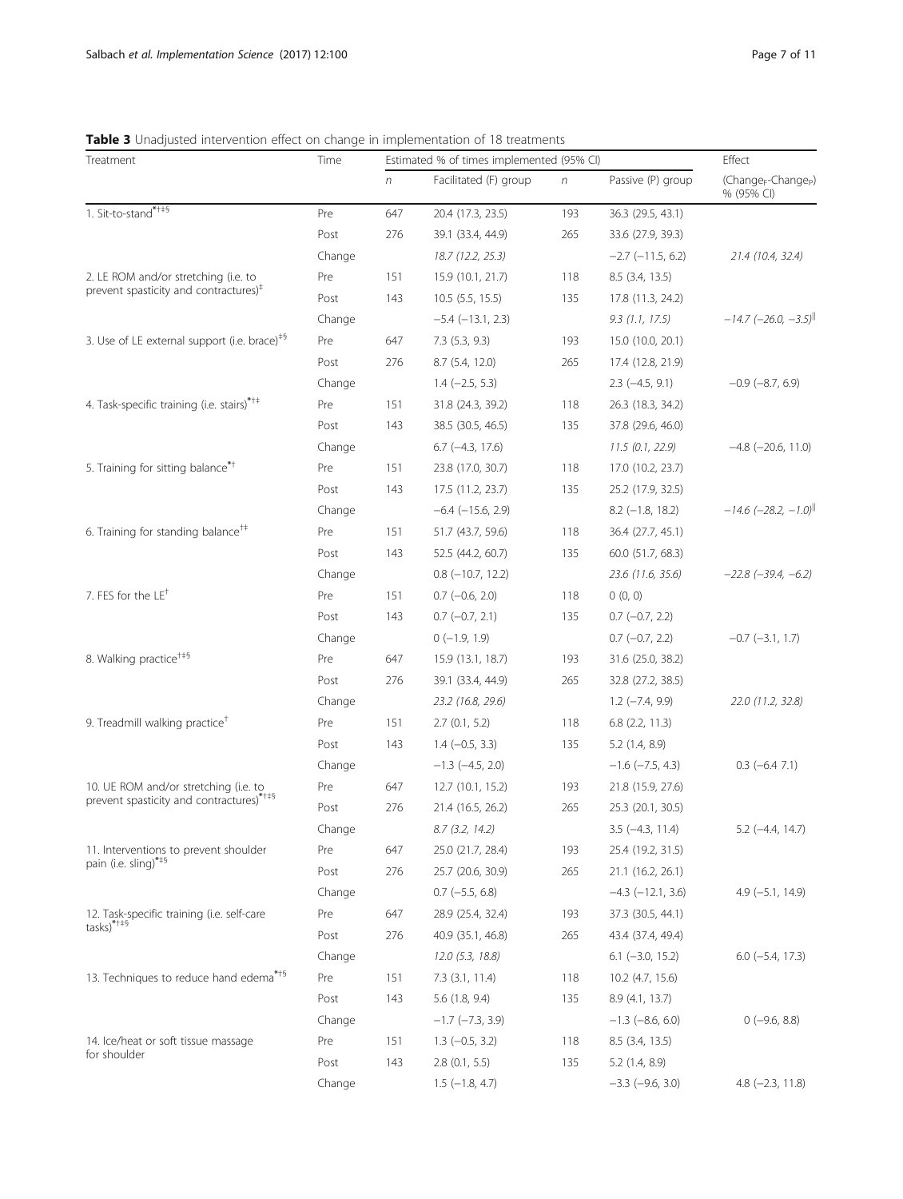**Table 3** Unadjusted intervention effect on change in implementation of 18 treatments

| Treatment | Time | Estimated % of times implemented (95% CI) | | | | Effect |
|---|---|---|---|---|---|---|
| | | *n* | Facilitated (F) group | *n* | Passive (P) group | ($Change_F$-$Change_P$) % (95% CI) |
| 1. Sit-to-stand*†‡§ | Pre | 647 | 20.4 (17.3, 23.5) | 193 | 36.3 (29.5, 43.1) | |
| | Post | 276 | 39.1 (33.4, 44.9) | 265 | 33.6 (27.9, 39.3) | |
| | Change | | *18.7 (12.2, 25.3)* | | −2.7 (−11.5, 6.2) | *21.4 (10.4, 32.4)* |
| 2. LE ROM and/or stretching (i.e. to prevent spasticity and contractures)‡ | Pre | 151 | 15.9 (10.1, 21.7) | 118 | 8.5 (3.4, 13.5) | |
| | Post | 143 | 10.5 (5.5, 15.5) | 135 | 17.8 (11.3, 24.2) | |
| | Change | | −5.4 (−13.1, 2.3) | | *9.3 (1.1, 17.5)* | *−14.7 (−26.0, −3.5)*‖ |
| 3. Use of LE external support (i.e. brace)‡§ | Pre | 647 | 7.3 (5.3, 9.3) | 193 | 15.0 (10.0, 20.1) | |
| | Post | 276 | 8.7 (5.4, 12.0) | 265 | 17.4 (12.8, 21.9) | |
| | Change | | 1.4 (−2.5, 5.3) | | 2.3 (−4.5, 9.1) | −0.9 (−8.7, 6.9) |
| 4. Task-specific training (i.e. stairs)*†‡ | Pre | 151 | 31.8 (24.3, 39.2) | 118 | 26.3 (18.3, 34.2) | |
| | Post | 143 | 38.5 (30.5, 46.5) | 135 | 37.8 (29.6, 46.0) | |
| | Change | | 6.7 (−4.3, 17.6) | | *11.5 (0.1, 22.9)* | −4.8 (−20.6, 11.0) |
| 5. Training for sitting balance*† | Pre | 151 | 23.8 (17.0, 30.7) | 118 | 17.0 (10.2, 23.7) | |
| | Post | 143 | 17.5 (11.2, 23.7) | 135 | 25.2 (17.9, 32.5) | |
| | Change | | −6.4 (−15.6, 2.9) | | 8.2 (−1.8, 18.2) | *−14.6 (−28.2, −1.0)*‖ |
| 6. Training for standing balance†‡ | Pre | 151 | 51.7 (43.7, 59.6) | 118 | 36.4 (27.7, 45.1) | |
| | Post | 143 | 52.5 (44.2, 60.7) | 135 | 60.0 (51.7, 68.3) | |
| | Change | | 0.8 (−10.7, 12.2) | | *23.6 (11.6, 35.6)* | *−22.8 (−39.4, −6.2)* |
| 7. FES for the LE† | Pre | 151 | 0.7 (−0.6, 2.0) | 118 | 0 (0, 0) | |
| | Post | 143 | 0.7 (−0.7, 2.1) | 135 | 0.7 (−0.7, 2.2) | |
| | Change | | 0 (−1.9, 1.9) | | 0.7 (−0.7, 2.2) | −0.7 (−3.1, 1.7) |
| 8. Walking practice†‡§ | Pre | 647 | 15.9 (13.1, 18.7) | 193 | 31.6 (25.0, 38.2) | |
| | Post | 276 | 39.1 (33.4, 44.9) | 265 | 32.8 (27.2, 38.5) | |
| | Change | | *23.2 (16.8, 29.6)* | | 1.2 (−7.4, 9.9) | *22.0 (11.2, 32.8)* |
| 9. Treadmill walking practice† | Pre | 151 | 2.7 (0.1, 5.2) | 118 | 6.8 (2.2, 11.3) | |
| | Post | 143 | 1.4 (−0.5, 3.3) | 135 | 5.2 (1.4, 8.9) | |
| | Change | | −1.3 (−4.5, 2.0) | | −1.6 (−7.5, 4.3) | 0.3 (−6.4 7.1) |
| 10. UE ROM and/or stretching (i.e. to prevent spasticity and contractures)*†‡§ | Pre | 647 | 12.7 (10.1, 15.2) | 193 | 21.8 (15.9, 27.6) | |
| | Post | 276 | 21.4 (16.5, 26.2) | 265 | 25.3 (20.1, 30.5) | |
| | Change | | *8.7 (3.2, 14.2)* | | 3.5 (−4.3, 11.4) | 5.2 (−4.4, 14.7) |
| 11. Interventions to prevent shoulder pain (i.e. sling)*‡§ | Pre | 647 | 25.0 (21.7, 28.4) | 193 | 25.4 (19.2, 31.5) | |
| | Post | 276 | 25.7 (20.6, 30.9) | 265 | 21.1 (16.2, 26.1) | |
| | Change | | 0.7 (−5.5, 6.8) | | −4.3 (−12.1, 3.6) | 4.9 (−5.1, 14.9) |
| 12. Task-specific training (i.e. self-care tasks)*†‡§ | Pre | 647 | 28.9 (25.4, 32.4) | 193 | 37.3 (30.5, 44.1) | |
| | Post | 276 | 40.9 (35.1, 46.8) | 265 | 43.4 (37.4, 49.4) | |
| | Change | | *12.0 (5.3, 18.8)* | | 6.1 (−3.0, 15.2) | 6.0 (−5.4, 17.3) |
| 13. Techniques to reduce hand edema*†§ | Pre | 151 | 7.3 (3.1, 11.4) | 118 | 10.2 (4.7, 15.6) | |
| | Post | 143 | 5.6 (1.8, 9.4) | 135 | 8.9 (4.1, 13.7) | |
| | Change | | −1.7 (−7.3, 3.9) | | −1.3 (−8.6, 6.0) | 0 (−9.6, 8.8) |
| 14. Ice/heat or soft tissue massage for shoulder | Pre | 151 | 1.3 (−0.5, 3.2) | 118 | 8.5 (3.4, 13.5) | |
| | Post | 143 | 2.8 (0.1, 5.5) | 135 | 5.2 (1.4, 8.9) | |
| | Change | | 1.5 (−1.8, 4.7) | | −3.3 (−9.6, 3.0) | 4.8 (−2.3, 11.8) |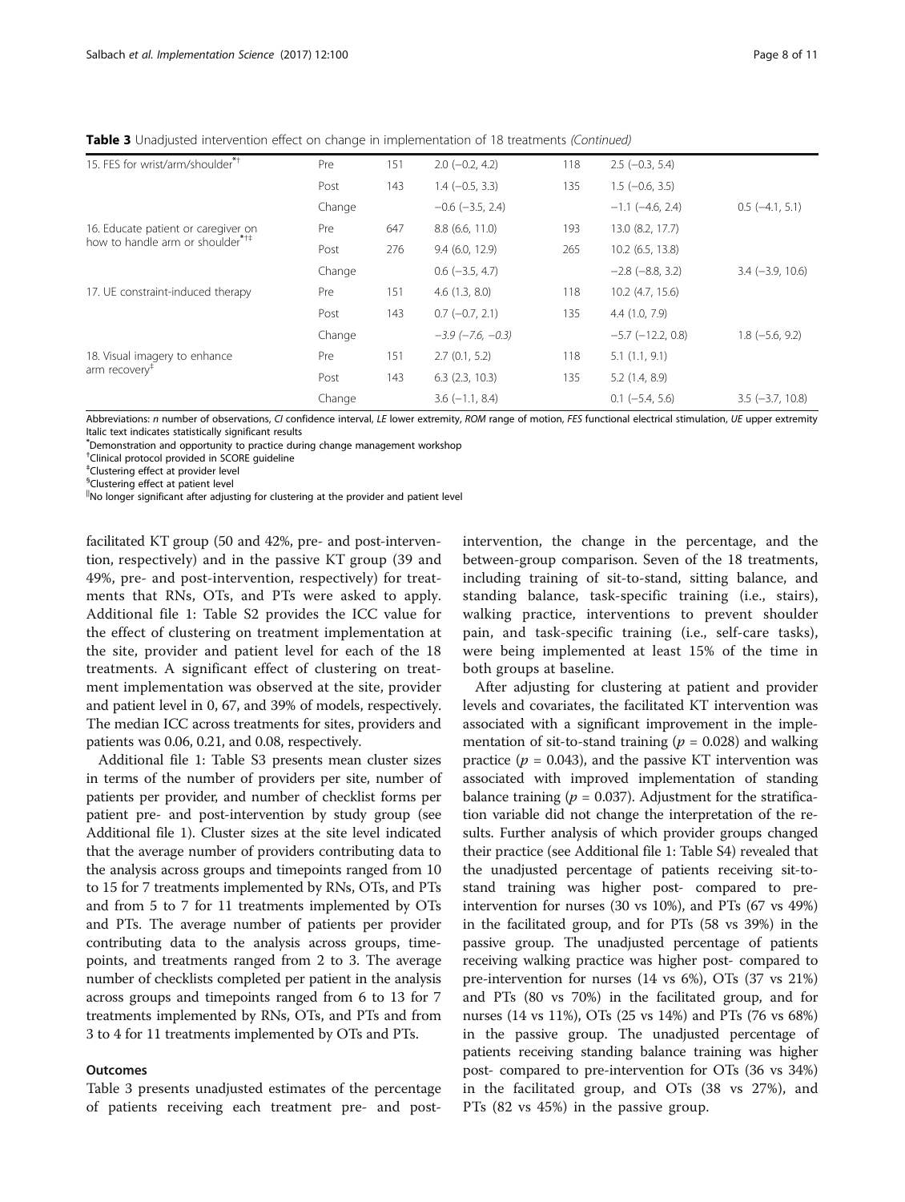**Table 3** Unadjusted intervention effect on change in implementation of 18 treatments *(Continued)*

| | | | | | | |
|---|---|---|---|---|---|---|
| 15. FES for wrist/arm/shoulder[*†] | Pre | 151 | 2.0 (−0.2, 4.2) | 118 | 2.5 (−0.3, 5.4) | |
| | Post | 143 | 1.4 (−0.5, 3.3) | 135 | 1.5 (−0.6, 3.5) | |
| | Change | | −0.6 (−3.5, 2.4) | | −1.1 (−4.6, 2.4) | 0.5 (−4.1, 5.1) |
| 16. Educate patient or caregiver on how to handle arm or shoulder[*†‡] | Pre | 647 | 8.8 (6.6, 11.0) | 193 | 13.0 (8.2, 17.7) | |
| | Post | 276 | 9.4 (6.0, 12.9) | 265 | 10.2 (6.5, 13.8) | |
| | Change | | 0.6 (−3.5, 4.7) | | −2.8 (−8.8, 3.2) | 3.4 (−3.9, 10.6) |
| 17. UE constraint-induced therapy | Pre | 151 | 4.6 (1.3, 8.0) | 118 | 10.2 (4.7, 15.6) | |
| | Post | 143 | 0.7 (−0.7, 2.1) | 135 | 4.4 (1.0, 7.9) | |
| | Change | | *−3.9 (−7.6, −0.3)* | | −5.7 (−12.2, 0.8) | 1.8 (−5.6, 9.2) |
| 18. Visual imagery to enhance arm recovery[‡] | Pre | 151 | 2.7 (0.1, 5.2) | 118 | 5.1 (1.1, 9.1) | |
| | Post | 143 | 6.3 (2.3, 10.3) | 135 | 5.2 (1.4, 8.9) | |
| | Change | | 3.6 (−1.1, 8.4) | | 0.1 (−5.4, 5.6) | 3.5 (−3.7, 10.8) |

Abbreviations: *n* number of observations, *CI* confidence interval, *LE* lower extremity, *ROM* range of motion, *FES* functional electrical stimulation, *UE* upper extremity
Italic text indicates statistically significant results
[*]Demonstration and opportunity to practice during change management workshop
[†]Clinical protocol provided in SCORE guideline
[‡]Clustering effect at provider level
[§]Clustering effect at patient level
[||]No longer significant after adjusting for clustering at the provider and patient level

facilitated KT group (50 and 42%, pre- and post-intervention, respectively) and in the passive KT group (39 and 49%, pre- and post-intervention, respectively) for treatments that RNs, OTs, and PTs were asked to apply. Additional file 1: Table S2 provides the ICC value for the effect of clustering on treatment implementation at the site, provider and patient level for each of the 18 treatments. A significant effect of clustering on treatment implementation was observed at the site, provider and patient level in 0, 67, and 39% of models, respectively. The median ICC across treatments for sites, providers and patients was 0.06, 0.21, and 0.08, respectively.

Additional file 1: Table S3 presents mean cluster sizes in terms of the number of providers per site, number of patients per provider, and number of checklist forms per patient pre- and post-intervention by study group (see Additional file 1). Cluster sizes at the site level indicated that the average number of providers contributing data to the analysis across groups and timepoints ranged from 10 to 15 for 7 treatments implemented by RNs, OTs, and PTs and from 5 to 7 for 11 treatments implemented by OTs and PTs. The average number of patients per provider contributing data to the analysis across groups, timepoints, and treatments ranged from 2 to 3. The average number of checklists completed per patient in the analysis across groups and timepoints ranged from 6 to 13 for 7 treatments implemented by RNs, OTs, and PTs and from 3 to 4 for 11 treatments implemented by OTs and PTs.

### Outcomes

Table 3 presents unadjusted estimates of the percentage of patients receiving each treatment pre- and post-intervention, the change in the percentage, and the between-group comparison. Seven of the 18 treatments, including training of sit-to-stand, sitting balance, and standing balance, task-specific training (i.e., stairs), walking practice, interventions to prevent shoulder pain, and task-specific training (i.e., self-care tasks), were being implemented at least 15% of the time in both groups at baseline.

After adjusting for clustering at patient and provider levels and covariates, the facilitated KT intervention was associated with a significant improvement in the implementation of sit-to-stand training ($p = 0.028$) and walking practice ($p = 0.043$), and the passive KT intervention was associated with improved implementation of standing balance training ($p = 0.037$). Adjustment for the stratification variable did not change the interpretation of the results. Further analysis of which provider groups changed their practice (see Additional file 1: Table S4) revealed that the unadjusted percentage of patients receiving sit-to-stand training was higher post- compared to pre-intervention for nurses (30 vs 10%), and PTs (67 vs 49%) in the facilitated group, and for PTs (58 vs 39%) in the passive group. The unadjusted percentage of patients receiving walking practice was higher post- compared to pre-intervention for nurses (14 vs 6%), OTs (37 vs 21%) and PTs (80 vs 70%) in the facilitated group, and for nurses (14 vs 11%), OTs (25 vs 14%) and PTs (76 vs 68%) in the passive group. The unadjusted percentage of patients receiving standing balance training was higher post- compared to pre-intervention for OTs (36 vs 34%) in the facilitated group, and OTs (38 vs 27%), and PTs (82 vs 45%) in the passive group.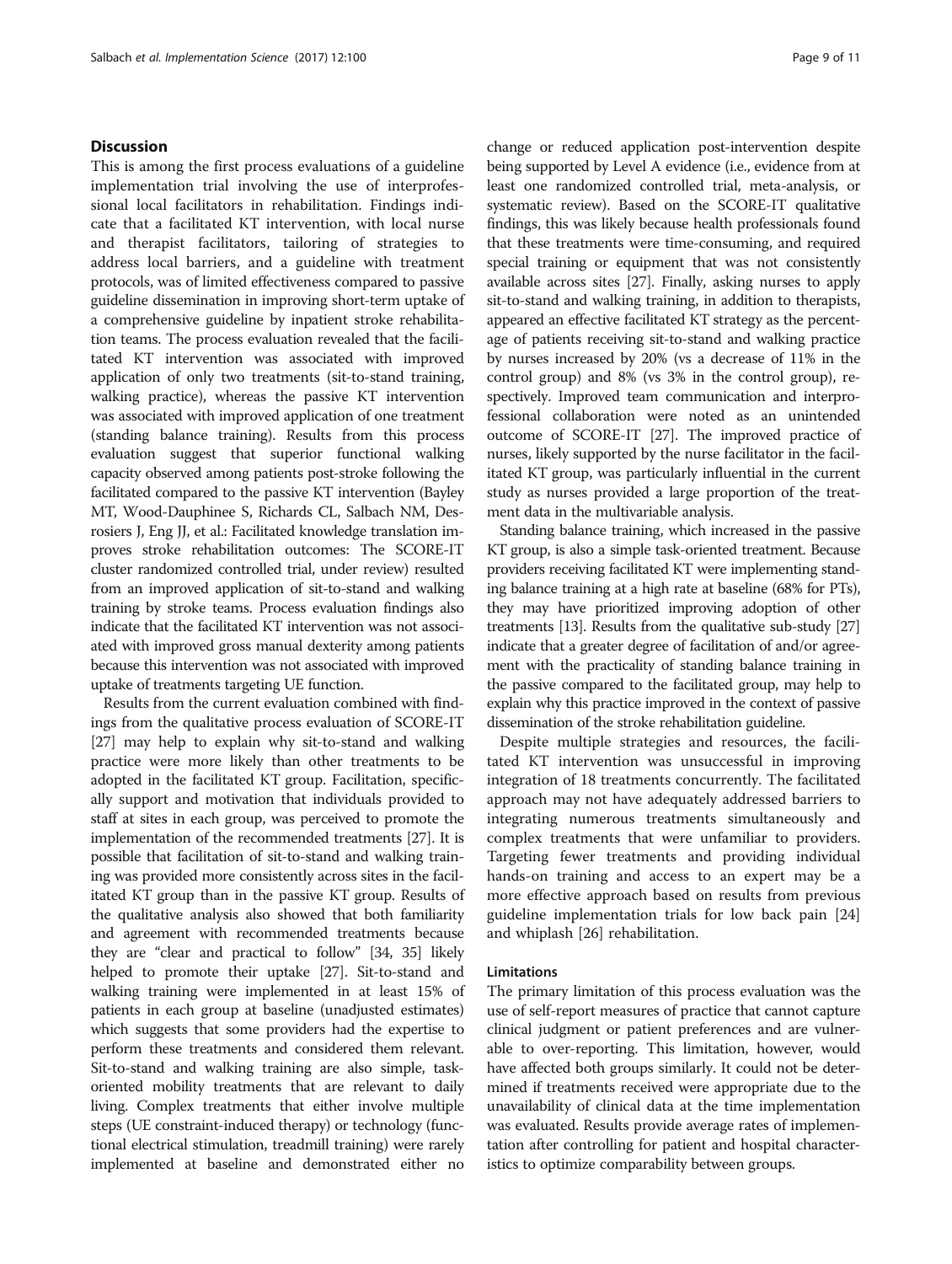## Discussion

This is among the first process evaluations of a guideline implementation trial involving the use of interprofessional local facilitators in rehabilitation. Findings indicate that a facilitated KT intervention, with local nurse and therapist facilitators, tailoring of strategies to address local barriers, and a guideline with treatment protocols, was of limited effectiveness compared to passive guideline dissemination in improving short-term uptake of a comprehensive guideline by inpatient stroke rehabilitation teams. The process evaluation revealed that the facilitated KT intervention was associated with improved application of only two treatments (sit-to-stand training, walking practice), whereas the passive KT intervention was associated with improved application of one treatment (standing balance training). Results from this process evaluation suggest that superior functional walking capacity observed among patients post-stroke following the facilitated compared to the passive KT intervention (Bayley MT, Wood-Dauphinee S, Richards CL, Salbach NM, Desrosiers J, Eng JJ, et al.: Facilitated knowledge translation improves stroke rehabilitation outcomes: The SCORE-IT cluster randomized controlled trial, under review) resulted from an improved application of sit-to-stand and walking training by stroke teams. Process evaluation findings also indicate that the facilitated KT intervention was not associated with improved gross manual dexterity among patients because this intervention was not associated with improved uptake of treatments targeting UE function.

Results from the current evaluation combined with findings from the qualitative process evaluation of SCORE-IT [27] may help to explain why sit-to-stand and walking practice were more likely than other treatments to be adopted in the facilitated KT group. Facilitation, specifically support and motivation that individuals provided to staff at sites in each group, was perceived to promote the implementation of the recommended treatments [27]. It is possible that facilitation of sit-to-stand and walking training was provided more consistently across sites in the facilitated KT group than in the passive KT group. Results of the qualitative analysis also showed that both familiarity and agreement with recommended treatments because they are "clear and practical to follow" [34, 35] likely helped to promote their uptake [27]. Sit-to-stand and walking training were implemented in at least 15% of patients in each group at baseline (unadjusted estimates) which suggests that some providers had the expertise to perform these treatments and considered them relevant. Sit-to-stand and walking training are also simple, task-oriented mobility treatments that are relevant to daily living. Complex treatments that either involve multiple steps (UE constraint-induced therapy) or technology (functional electrical stimulation, treadmill training) were rarely implemented at baseline and demonstrated either no change or reduced application post-intervention despite being supported by Level A evidence (i.e., evidence from at least one randomized controlled trial, meta-analysis, or systematic review). Based on the SCORE-IT qualitative findings, this was likely because health professionals found that these treatments were time-consuming, and required special training or equipment that was not consistently available across sites [27]. Finally, asking nurses to apply sit-to-stand and walking training, in addition to therapists, appeared an effective facilitated KT strategy as the percentage of patients receiving sit-to-stand and walking practice by nurses increased by 20% (vs a decrease of 11% in the control group) and 8% (vs 3% in the control group), respectively. Improved team communication and interprofessional collaboration were noted as an unintended outcome of SCORE-IT [27]. The improved practice of nurses, likely supported by the nurse facilitator in the facilitated KT group, was particularly influential in the current study as nurses provided a large proportion of the treatment data in the multivariable analysis.

Standing balance training, which increased in the passive KT group, is also a simple task-oriented treatment. Because providers receiving facilitated KT were implementing standing balance training at a high rate at baseline (68% for PTs), they may have prioritized improving adoption of other treatments [13]. Results from the qualitative sub-study [27] indicate that a greater degree of facilitation of and/or agreement with the practicality of standing balance training in the passive compared to the facilitated group, may help to explain why this practice improved in the context of passive dissemination of the stroke rehabilitation guideline.

Despite multiple strategies and resources, the facilitated KT intervention was unsuccessful in improving integration of 18 treatments concurrently. The facilitated approach may not have adequately addressed barriers to integrating numerous treatments simultaneously and complex treatments that were unfamiliar to providers. Targeting fewer treatments and providing individual hands-on training and access to an expert may be a more effective approach based on results from previous guideline implementation trials for low back pain [24] and whiplash [26] rehabilitation.

### Limitations

The primary limitation of this process evaluation was the use of self-report measures of practice that cannot capture clinical judgment or patient preferences and are vulnerable to over-reporting. This limitation, however, would have affected both groups similarly. It could not be determined if treatments received were appropriate due to the unavailability of clinical data at the time implementation was evaluated. Results provide average rates of implementation after controlling for patient and hospital characteristics to optimize comparability between groups.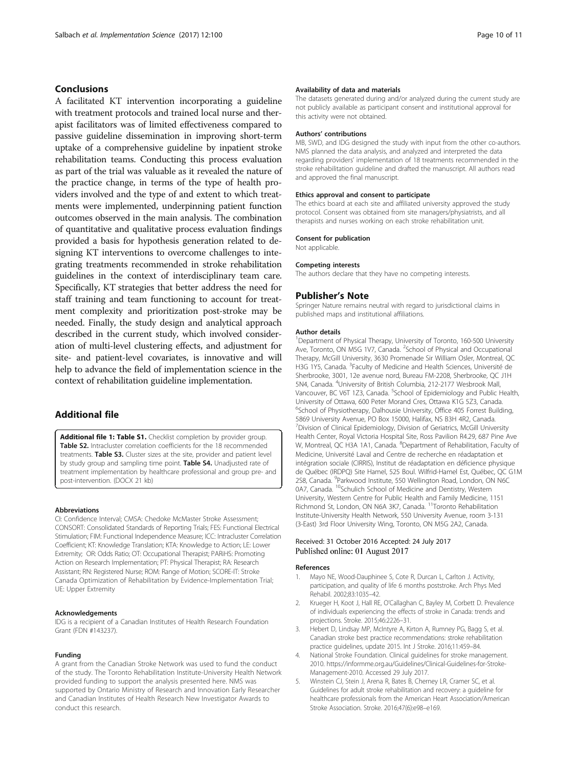## Conclusions

A facilitated KT intervention incorporating a guideline with treatment protocols and trained local nurse and therapist facilitators was of limited effectiveness compared to passive guideline dissemination in improving short-term uptake of a comprehensive guideline by inpatient stroke rehabilitation teams. Conducting this process evaluation as part of the trial was valuable as it revealed the nature of the practice change, in terms of the type of health providers involved and the type of and extent to which treatments were implemented, underpinning patient function outcomes observed in the main analysis. The combination of quantitative and qualitative process evaluation findings provided a basis for hypothesis generation related to designing KT interventions to overcome challenges to integrating treatments recommended in stroke rehabilitation guidelines in the context of interdisciplinary team care. Specifically, KT strategies that better address the need for staff training and team functioning to account for treatment complexity and prioritization post-stroke may be needed. Finally, the study design and analytical approach described in the current study, which involved consideration of multi-level clustering effects, and adjustment for site- and patient-level covariates, is innovative and will help to advance the field of implementation science in the context of rehabilitation guideline implementation.

## Additional file

**Additional file 1: Table S1.** Checklist completion by provider group. **Table S2.** Intracluster correlation coefficients for the 18 recommended treatments. **Table S3.** Cluster sizes at the site, provider and patient level by study group and sampling time point. **Table S4.** Unadjusted rate of treatment implementation by healthcare professional and group pre- and post-intervention. (DOCX 21 kb)

#### Abbreviations

CI: Confidence Interval; CMSA: Chedoke McMaster Stroke Assessment; CONSORT: Consolidated Standards of Reporting Trials; FES: Functional Electrical Stimulation; FIM: Functional Independence Measure; ICC: Intracluster Correlation Coefficient; KT: Knowledge Translation; KTA: Knowledge to Action; LE: Lower Extremity; OR: Odds Ratio; OT: Occupational Therapist; PARiHS: Promoting Action on Research Implementation; PT: Physical Therapist; RA: Research Assistant; RN: Registered Nurse; ROM: Range of Motion; SCORE-IT: Stroke Canada Optimization of Rehabilitation by Evidence-Implementation Trial; UE: Upper Extremity

#### Acknowledgements

IDG is a recipient of a Canadian Institutes of Health Research Foundation Grant (FDN #143237).

#### Funding

A grant from the Canadian Stroke Network was used to fund the conduct of the study. The Toronto Rehabilitation Institute-University Health Network provided funding to support the analysis presented here. NMS was supported by Ontario Ministry of Research and Innovation Early Researcher and Canadian Institutes of Health Research New Investigator Awards to conduct this research.

#### Availability of data and materials

The datasets generated during and/or analyzed during the current study are not publicly available as participant consent and institutional approval for this activity were not obtained.

#### Authors' contributions

MB, SWD, and IDG designed the study with input from the other co-authors. NMS planned the data analysis, and analyzed and interpreted the data regarding providers' implementation of 18 treatments recommended in the stroke rehabilitation guideline and drafted the manuscript. All authors read and approved the final manuscript.

#### Ethics approval and consent to participate

The ethics board at each site and affiliated university approved the study protocol. Consent was obtained from site managers/physiatrists, and all therapists and nurses working on each stroke rehabilitation unit.

#### Consent for publication

Not applicable.

#### Competing interests

The authors declare that they have no competing interests.

## Publisher's Note

Springer Nature remains neutral with regard to jurisdictional claims in published maps and institutional affiliations.

#### Author details

[1]Department of Physical Therapy, University of Toronto, 160-500 University Ave, Toronto, ON M5G 1V7, Canada. [2]School of Physical and Occupational Therapy, McGill University, 3630 Promenade Sir William Osler, Montreal, QC H3G 1Y5, Canada. [3]Faculty of Medicine and Health Sciences, Université de Sherbrooke, 3001, 12e avenue nord, Bureau FM-2208, Sherbrooke, QC J1H 5N4, Canada. [4]University of British Columbia, 212-2177 Wesbrook Mall, Vancouver, BC V6T 1Z3, Canada. [5]School of Epidemiology and Public Health, University of Ottawa, 600 Peter Morand Cres, Ottawa K1G 5Z3, Canada. [6]School of Physiotherapy, Dalhousie University, Office 405 Forrest Building, 5869 University Avenue, PO Box 15000, Halifax, NS B3H 4R2, Canada. [7]Division of Clinical Epidemiology, Division of Geriatrics, McGill University Health Center, Royal Victoria Hospital Site, Ross Pavilion R4.29, 687 Pine Ave W, Montreal, QC H3A 1A1, Canada. [8]Department of Rehabilitation, Faculty of Medicine, Université Laval and Centre de recherche en réadaptation et intégration sociale (CIRRIS), Institut de réadaptation en déficience physique de Québec (IRDPQ) Site Hamel, 525 Boul. Wilfrid-Hamel Est, Québec, QC G1M 2S8, Canada. [9]Parkwood Institute, 550 Wellington Road, London, ON N6C 0A7, Canada. [10]Schulich School of Medicine and Dentistry, Western University, Western Centre for Public Health and Family Medicine, 1151 Richmond St, London, ON N6A 3K7, Canada. [11]Toronto Rehabilitation Institute-University Health Network, 550 University Avenue, room 3-131 (3-East) 3rd Floor University Wing, Toronto, ON M5G 2A2, Canada.

Received: 31 October 2016 Accepted: 24 July 2017
Published online: 01 August 2017

#### References

1. Mayo NE, Wood-Dauphinee S, Cote R, Durcan L, Carlton J. Activity, participation, and quality of life 6 months poststroke. Arch Phys Med Rehabil. 2002;83:1035–42.
2. Krueger H, Koot J, Hall RE, O'Callaghan C, Bayley M, Corbett D. Prevalence of individuals experiencing the effects of stroke in Canada: trends and projections. Stroke. 2015;46:2226–31.
3. Hebert D, Lindsay MP, McIntyre A, Kirton A, Rumney PG, Bagg S, et al. Canadian stroke best practice recommendations: stroke rehabilitation practice guidelines, update 2015. Int J Stroke. 2016;11:459–84.
4. National Stroke Foundation. Clinical guidelines for stroke management. 2010. https://informme.org.au/Guidelines/Clinical-Guidelines-for-Stroke-Management-2010. Accessed 29 July 2017.
5. Winstein CJ, Stein J, Arena R, Bates B, Cherney LR, Cramer SC, et al. Guidelines for adult stroke rehabilitation and recovery: a guideline for healthcare professionals from the American Heart Association/American Stroke Association. Stroke. 2016;47(6):e98–e169.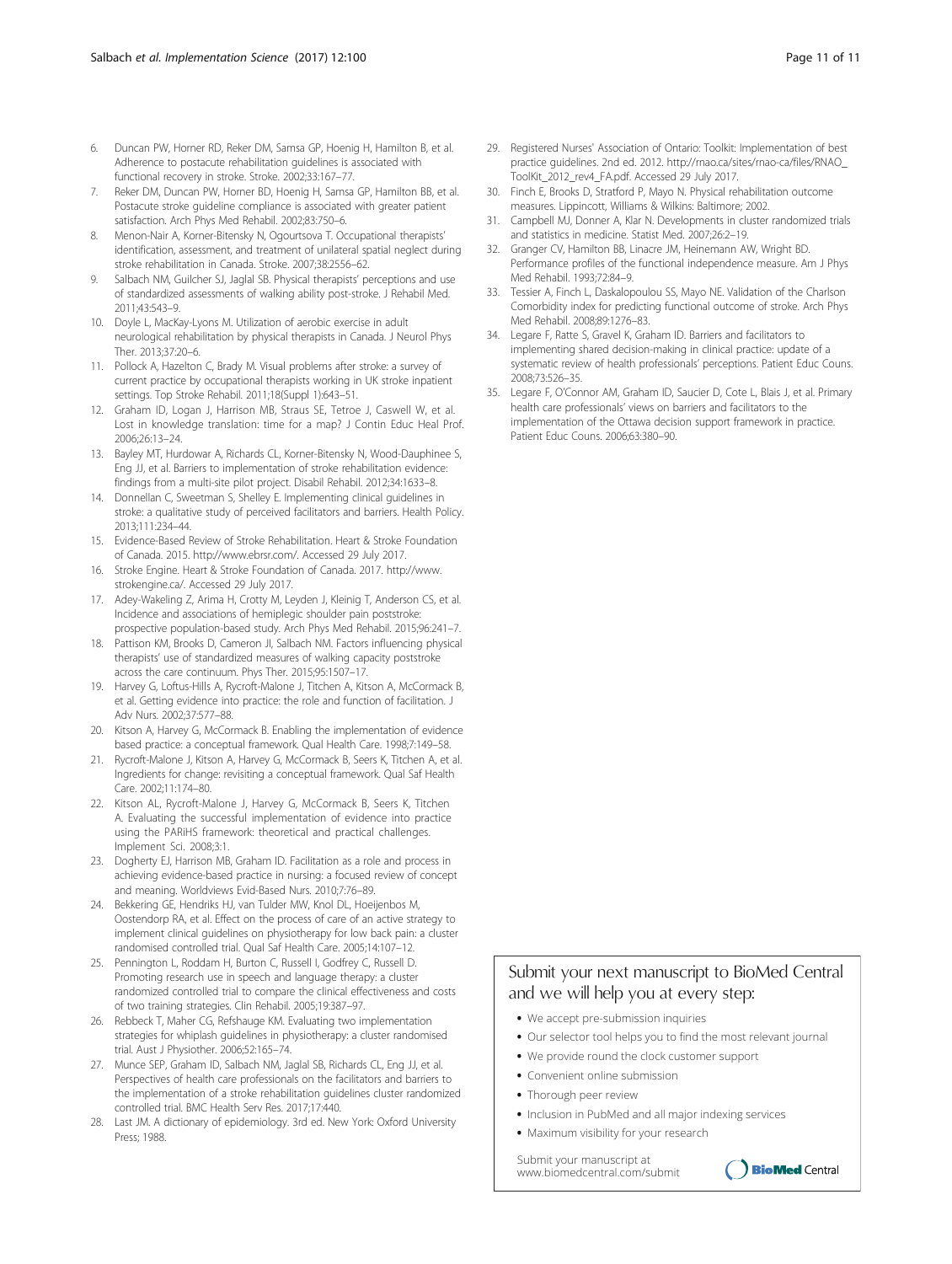6. Duncan PW, Horner RD, Reker DM, Samsa GP, Hoenig H, Hamilton B, et al. Adherence to postacute rehabilitation guidelines is associated with functional recovery in stroke. Stroke. 2002;33:167–77.
7. Reker DM, Duncan PW, Horner BD, Hoenig H, Samsa GP, Hamilton BB, et al. Postacute stroke guideline compliance is associated with greater patient satisfaction. Arch Phys Med Rehabil. 2002;83:750–6.
8. Menon-Nair A, Korner-Bitensky N, Ogourtsova T. Occupational therapists' identification, assessment, and treatment of unilateral spatial neglect during stroke rehabilitation in Canada. Stroke. 2007;38:2556–62.
9. Salbach NM, Guilcher SJ, Jaglal SB. Physical therapists' perceptions and use of standardized assessments of walking ability post-stroke. J Rehabil Med. 2011;43:543–9.
10. Doyle L, MacKay-Lyons M. Utilization of aerobic exercise in adult neurological rehabilitation by physical therapists in Canada. J Neurol Phys Ther. 2013;37:20–6.
11. Pollock A, Hazelton C, Brady M. Visual problems after stroke: a survey of current practice by occupational therapists working in UK stroke inpatient settings. Top Stroke Rehabil. 2011;18(Suppl 1):643–51.
12. Graham ID, Logan J, Harrison MB, Straus SE, Tetroe J, Caswell W, et al. Lost in knowledge translation: time for a map? J Contin Educ Heal Prof. 2006;26:13–24.
13. Bayley MT, Hurdowar A, Richards CL, Korner-Bitensky N, Wood-Dauphinee S, Eng JJ, et al. Barriers to implementation of stroke rehabilitation evidence: findings from a multi-site pilot project. Disabil Rehabil. 2012;34:1633–8.
14. Donnellan C, Sweetman S, Shelley E. Implementing clinical guidelines in stroke: a qualitative study of perceived facilitators and barriers. Health Policy. 2013;111:234–44.
15. Evidence-Based Review of Stroke Rehabilitation. Heart & Stroke Foundation of Canada. 2015. http://www.ebrsr.com/. Accessed 29 July 2017.
16. Stroke Engine. Heart & Stroke Foundation of Canada. 2017. http://www.strokengine.ca/. Accessed 29 July 2017.
17. Adey-Wakeling Z, Arima H, Crotty M, Leyden J, Kleinig T, Anderson CS, et al. Incidence and associations of hemiplegic shoulder pain poststroke: prospective population-based study. Arch Phys Med Rehabil. 2015;96:241–7.
18. Pattison KM, Brooks D, Cameron JI, Salbach NM. Factors influencing physical therapists' use of standardized measures of walking capacity poststroke across the care continuum. Phys Ther. 2015;95:1507–17.
19. Harvey G, Loftus-Hills A, Rycroft-Malone J, Titchen A, Kitson A, McCormack B, et al. Getting evidence into practice: the role and function of facilitation. J Adv Nurs. 2002;37:577–88.
20. Kitson A, Harvey G, McCormack B. Enabling the implementation of evidence based practice: a conceptual framework. Qual Health Care. 1998;7:149–58.
21. Rycroft-Malone J, Kitson A, Harvey G, McCormack B, Seers K, Titchen A, et al. Ingredients for change: revisiting a conceptual framework. Qual Saf Health Care. 2002;11:174–80.
22. Kitson AL, Rycroft-Malone J, Harvey G, McCormack B, Seers K, Titchen A. Evaluating the successful implementation of evidence into practice using the PARiHS framework: theoretical and practical challenges. Implement Sci. 2008;3:1.
23. Dogherty EJ, Harrison MB, Graham ID. Facilitation as a role and process in achieving evidence-based practice in nursing: a focused review of concept and meaning. Worldviews Evid-Based Nurs. 2010;7:76–89.
24. Bekkering GE, Hendriks HJ, van Tulder MW, Knol DL, Hoeijenbos M, Oostendorp RA, et al. Effect on the process of care of an active strategy to implement clinical guidelines on physiotherapy for low back pain: a cluster randomised controlled trial. Qual Saf Health Care. 2005;14:107–12.
25. Pennington L, Roddam H, Burton C, Russell I, Godfrey C, Russell D. Promoting research use in speech and language therapy: a cluster randomized controlled trial to compare the clinical effectiveness and costs of two training strategies. Clin Rehabil. 2005;19:387–97.
26. Rebbeck T, Maher CG, Refshauge KM. Evaluating two implementation strategies for whiplash guidelines in physiotherapy: a cluster randomised trial. Aust J Physiother. 2006;52:165–74.
27. Munce SEP, Graham ID, Salbach NM, Jaglal SB, Richards CL, Eng JJ, et al. Perspectives of health care professionals on the facilitators and barriers to the implementation of a stroke rehabilitation guidelines cluster randomized controlled trial. BMC Health Serv Res. 2017;17:440.
28. Last JM. A dictionary of epidemiology. 3rd ed. New York: Oxford University Press; 1988.
29. Registered Nurses' Association of Ontario: Toolkit: Implementation of best practice guidelines. 2nd ed. 2012. http://rnao.ca/sites/rnao-ca/files/RNAO_ToolKit_2012_rev4_FA.pdf. Accessed 29 July 2017.
30. Finch E, Brooks D, Stratford P, Mayo N. Physical rehabilitation outcome measures. Lippincott, Williams & Wilkins: Baltimore; 2002.
31. Campbell MJ, Donner A, Klar N. Developments in cluster randomized trials and statistics in medicine. Statist Med. 2007;26:2–19.
32. Granger CV, Hamilton BB, Linacre JM, Heinemann AW, Wright BD. Performance profiles of the functional independence measure. Am J Phys Med Rehabil. 1993;72:84–9.
33. Tessier A, Finch L, Daskalopoulou SS, Mayo NE. Validation of the Charlson Comorbidity index for predicting functional outcome of stroke. Arch Phys Med Rehabil. 2008;89:1276–83.
34. Legare F, Ratte S, Gravel K, Graham ID. Barriers and facilitators to implementing shared decision-making in clinical practice: update of a systematic review of health professionals' perceptions. Patient Educ Couns. 2008;73:526–35.
35. Legare F, O'Connor AM, Graham ID, Saucier D, Cote L, Blais J, et al. Primary health care professionals' views on barriers and facilitators to the implementation of the Ottawa decision support framework in practice. Patient Educ Couns. 2006;63:380–90.

Submit your next manuscript to BioMed Central and we will help you at every step:

- We accept pre-submission inquiries
- Our selector tool helps you to find the most relevant journal
- We provide round the clock customer support
- Convenient online submission
- Thorough peer review
- Inclusion in PubMed and all major indexing services
- Maximum visibility for your research

Submit your manuscript at www.biomedcentral.com/submit

BioMed Central